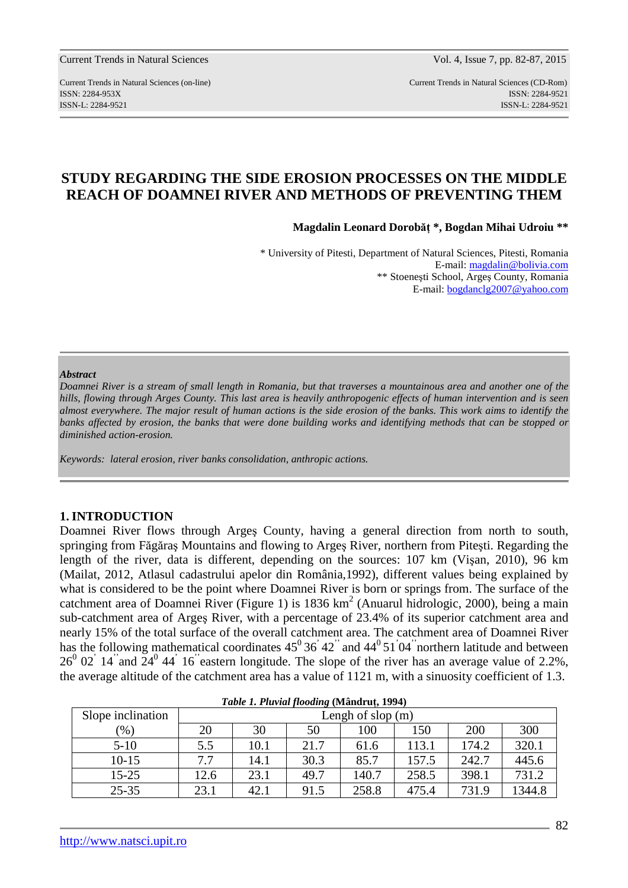# STUDY REGARDING THE SIDE EROSION PROCESSES ON THE MIDDLE REACH OF DOAMNEI RIVER AND METHODS OF PREVENTING THEM

**Magdalin Leonard Dorobăț \*, Bogdan Mihai Udroiu \*\***

\* University of Pitesti, Department of Natural Sciences, Pitesti, Romania
E-mail: magdalin@bolivia.com
\*\* Stoeneşti School, Argeş County, Romania
E-mail: bogdanclg2007@yahoo.com

***Abstract***

*Doamnei River is a stream of small length in Romania, but that traverses a mountainous area and another one of the hills, flowing through Arges County. This last area is heavily anthropogenic effects of human intervention and is seen almost everywhere. The major result of human actions is the side erosion of the banks. This work aims to identify the banks affected by erosion, the banks that were done building works and identifying methods that can be stopped or diminished action-erosion.*

*Keywords: lateral erosion, river banks consolidation, anthropic actions.*

## 1. INTRODUCTION

Doamnei River flows through Argeş County, having a general direction from north to south, springing from Făgăraş Mountains and flowing to Argeş River, northern from Piteşti. Regarding the length of the river, data is different, depending on the sources: 107 km (Vişan, 2010), 96 km (Mailat, 2012, Atlasul cadastrului apelor din România,1992), different values being explained by what is considered to be the point where Doamnei River is born or springs from. The surface of the catchment area of Doamnei River (Figure 1) is 1836 km$^2$ (Anuarul hidrologic, 2000), being a main sub-catchment area of Argeş River, with a percentage of 23.4% of its superior catchment area and nearly 15% of the total surface of the overall catchment area. The catchment area of Doamnei River has the following mathematical coordinates $45^0 36' 42''$ and $44^0 51' 04''$ northern latitude and between $26^0 02' 14''$ and $24^0 44' 16''$ eastern longitude. The slope of the river has an average value of 2.2%, the average altitude of the catchment area has a value of 1121 m, with a sinuosity coefficient of 1.3.

***Table 1. Pluvial flooding* (Mândruț, 1994)**

| Slope inclination (%) | Lengh of slop (m) | | | | | | |
|---|---|---|---|---|---|---|---|
| | 20 | 30 | 50 | 100 | 150 | 200 | 300 |
| 5-10 | 5.5 | 10.1 | 21.7 | 61.6 | 113.1 | 174.2 | 320.1 |
| 10-15 | 7.7 | 14.1 | 30.3 | 85.7 | 157.5 | 242.7 | 445.6 |
| 15-25 | 12.6 | 23.1 | 49.7 | 140.7 | 258.5 | 398.1 | 731.2 |
| 25-35 | 23.1 | 42.1 | 91.5 | 258.8 | 475.4 | 731.9 | 1344.8 |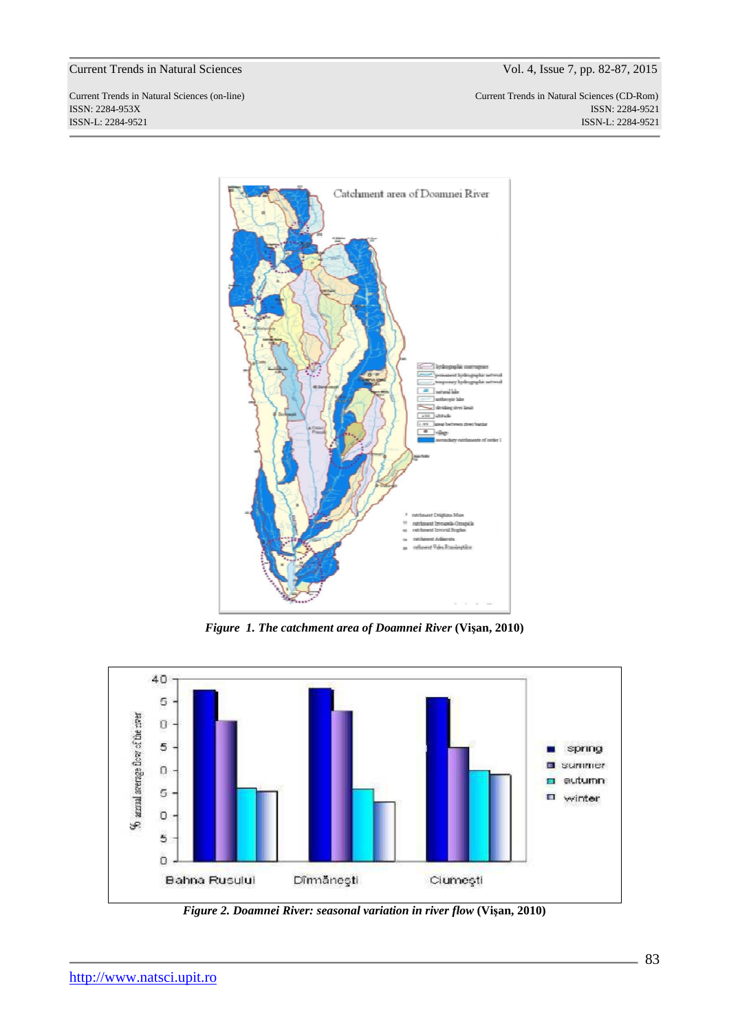***Figure 1. The catchment area of Doamnei River*** **(Vişan, 2010)**

***Figure 2. Doamnei River: seasonal variation in river flow*** **(Vişan, 2010)**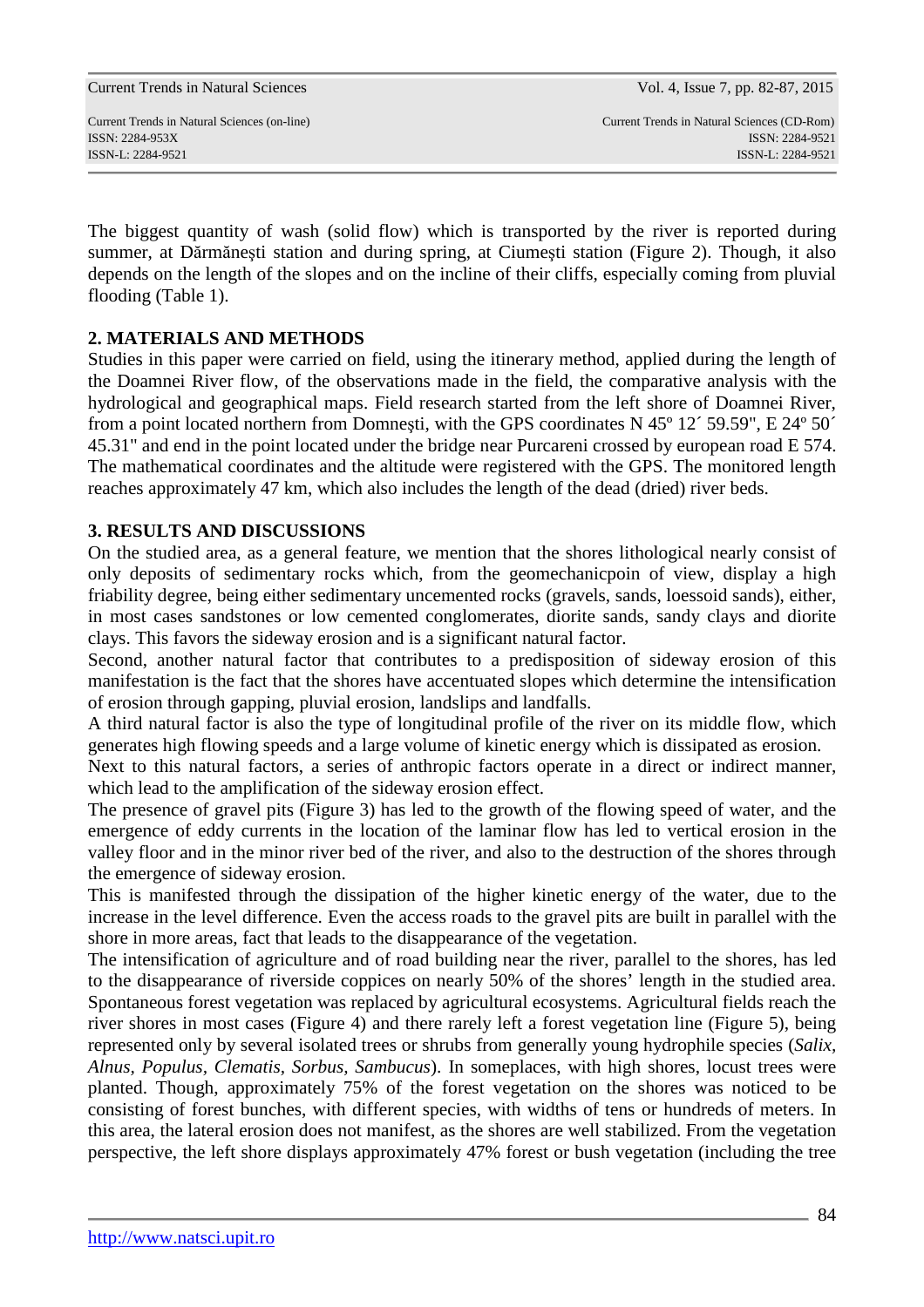The biggest quantity of wash (solid flow) which is transported by the river is reported during summer, at Dărmăneşti station and during spring, at Ciumeşti station (Figure 2). Though, it also depends on the length of the slopes and on the incline of their cliffs, especially coming from pluvial flooding (Table 1).

## 2. MATERIALS AND METHODS

Studies in this paper were carried on field, using the itinerary method, applied during the length of the Doamnei River flow, of the observations made in the field, the comparative analysis with the hydrological and geographical maps. Field research started from the left shore of Doamnei River, from a point located northern from Domneşti, with the GPS coordinates N 45º 12´ 59.59", E 24º 50´ 45.31" and end in the point located under the bridge near Purcareni crossed by european road E 574. The mathematical coordinates and the altitude were registered with the GPS. The monitored length reaches approximately 47 km, which also includes the length of the dead (dried) river beds.

## 3. RESULTS AND DISCUSSIONS

On the studied area, as a general feature, we mention that the shores lithological nearly consist of only deposits of sedimentary rocks which, from the geomechanicpoin of view, display a high friability degree, being either sedimentary uncemented rocks (gravels, sands, loessoid sands), either, in most cases sandstones or low cemented conglomerates, diorite sands, sandy clays and diorite clays. This favors the sideway erosion and is a significant natural factor.

Second, another natural factor that contributes to a predisposition of sideway erosion of this manifestation is the fact that the shores have accentuated slopes which determine the intensification of erosion through gapping, pluvial erosion, landslips and landfalls.

A third natural factor is also the type of longitudinal profile of the river on its middle flow, which generates high flowing speeds and a large volume of kinetic energy which is dissipated as erosion.

Next to this natural factors, a series of anthropic factors operate in a direct or indirect manner, which lead to the amplification of the sideway erosion effect.

The presence of gravel pits (Figure 3) has led to the growth of the flowing speed of water, and the emergence of eddy currents in the location of the laminar flow has led to vertical erosion in the valley floor and in the minor river bed of the river, and also to the destruction of the shores through the emergence of sideway erosion.

This is manifested through the dissipation of the higher kinetic energy of the water, due to the increase in the level difference. Even the access roads to the gravel pits are built in parallel with the shore in more areas, fact that leads to the disappearance of the vegetation.

The intensification of agriculture and of road building near the river, parallel to the shores, has led to the disappearance of riverside coppices on nearly 50% of the shores' length in the studied area. Spontaneous forest vegetation was replaced by agricultural ecosystems. Agricultural fields reach the river shores in most cases (Figure 4) and there rarely left a forest vegetation line (Figure 5), being represented only by several isolated trees or shrubs from generally young hydrophile species (*Salix*, *Alnus*, *Populus*, *Clematis*, *Sorbus*, *Sambucus*). In someplaces, with high shores, locust trees were planted. Though, approximately 75% of the forest vegetation on the shores was noticed to be consisting of forest bunches, with different species, with widths of tens or hundreds of meters. In this area, the lateral erosion does not manifest, as the shores are well stabilized. From the vegetation perspective, the left shore displays approximately 47% forest or bush vegetation (including the tree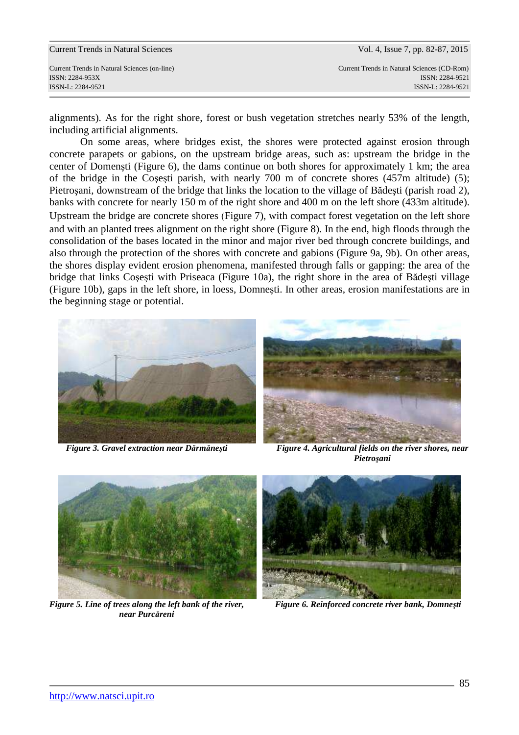alignments). As for the right shore, forest or bush vegetation stretches nearly 53% of the length, including artificial alignments.

On some areas, where bridges exist, the shores were protected against erosion through concrete parapets or gabions, on the upstream bridge areas, such as: upstream the bridge in the center of Domenşti (Figure 6), the dams continue on both shores for approximately 1 km; the area of the bridge in the Coşeşti parish, with nearly 700 m of concrete shores (457m altitude) (5); Pietroşani, downstream of the bridge that links the location to the village of Bădeşti (parish road 2), banks with concrete for nearly 150 m of the right shore and 400 m on the left shore (433m altitude). Upstream the bridge are concrete shores (Figure 7), with compact forest vegetation on the left shore and with an planted trees alignment on the right shore (Figure 8). In the end, high floods through the consolidation of the bases located in the minor and major river bed through concrete buildings, and also through the protection of the shores with concrete and gabions (Figure 9a, 9b). On other areas, the shores display evident erosion phenomena, manifested through falls or gapping: the area of the bridge that links Coşeşti with Priseaca (Figure 10a), the right shore in the area of Bădeşti village (Figure 10b), gaps in the left shore, in loess, Domneşti. In other areas, erosion manifestations are in the beginning stage or potential.

***Figure 3. Gravel extraction near Dărmăneşti***

***Figure 4. Agricultural fields on the river shores, near Pietroşani***

***Figure 5. Line of trees along the left bank of the river, near Purcăreni***

***Figure 6. Reinforced concrete river bank, Domneşti***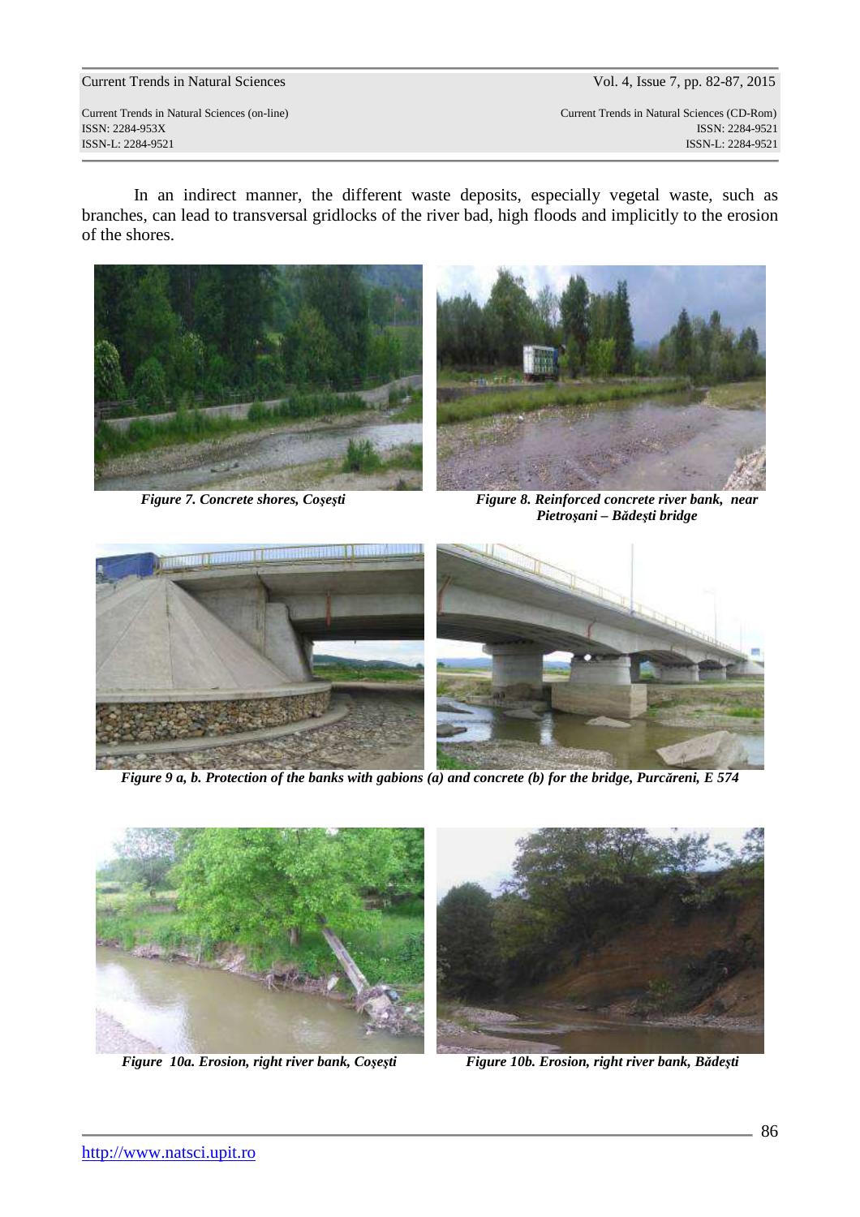In an indirect manner, the different waste deposits, especially vegetal waste, such as branches, can lead to transversal gridlocks of the river bad, high floods and implicitly to the erosion of the shores.

*Figure 7. Concrete shores, Coşeşti*

*Figure 8. Reinforced concrete river bank, near Pietroşani – Bădeşti bridge*

*Figure 9 a, b. Protection of the banks with gabions (a) and concrete (b) for the bridge, Purcăreni, E 574*

*Figure 10a. Erosion, right river bank, Coşeşti*

*Figure 10b. Erosion, right river bank, Bădeşti*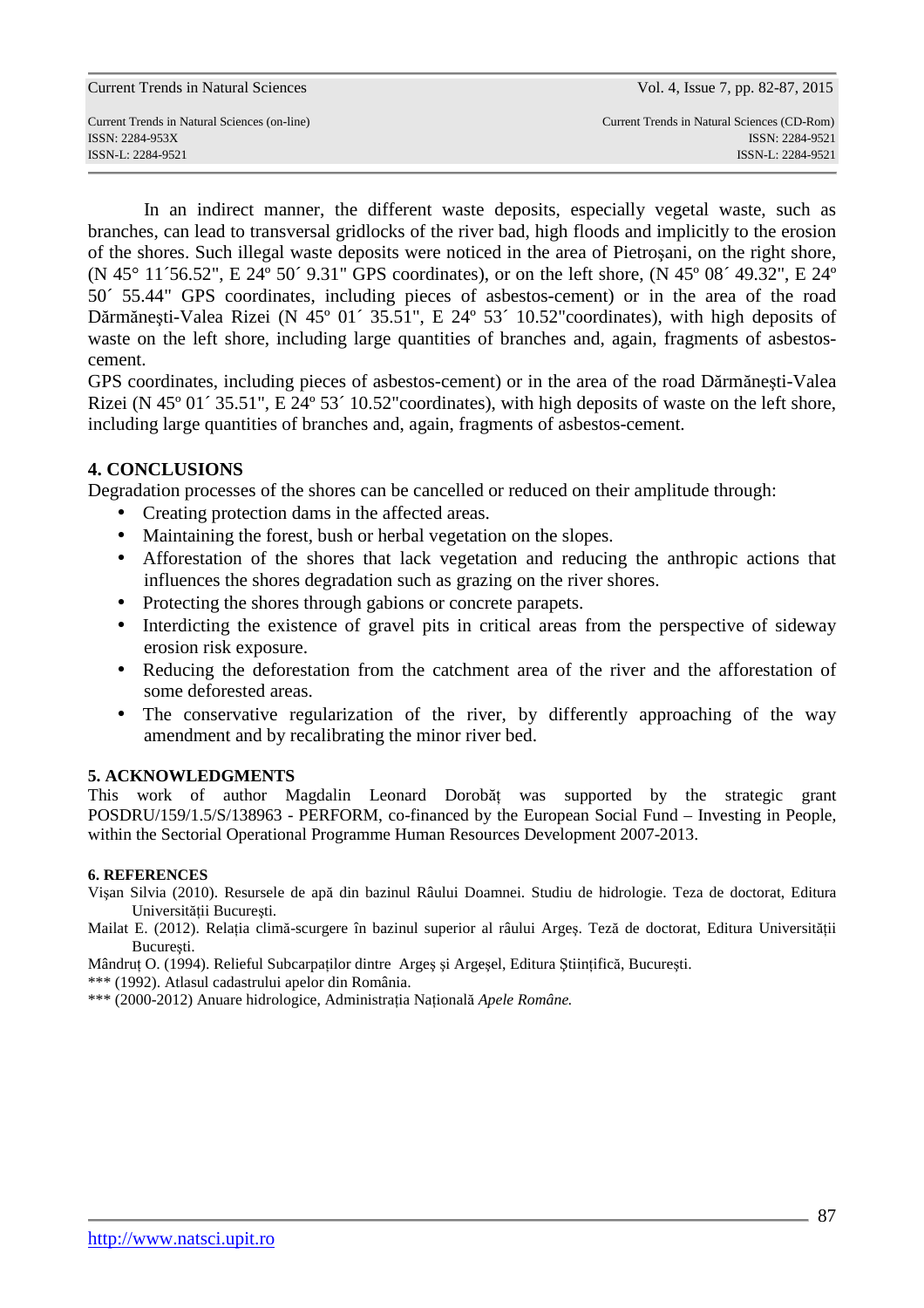In an indirect manner, the different waste deposits, especially vegetal waste, such as branches, can lead to transversal gridlocks of the river bad, high floods and implicitly to the erosion of the shores. Such illegal waste deposits were noticed in the area of Pietroşani, on the right shore, (N 45° 11´56.52", E 24º 50´ 9.31" GPS coordinates), or on the left shore, (N 45º 08´ 49.32", E 24º 50´ 55.44" GPS coordinates, including pieces of asbestos-cement) or in the area of the road Dărmăneşti-Valea Rizei (N 45º 01´ 35.51", E 24º 53´ 10.52"coordinates), with high deposits of waste on the left shore, including large quantities of branches and, again, fragments of asbestos-cement.

GPS coordinates, including pieces of asbestos-cement) or in the area of the road Dărmăneşti-Valea Rizei (N 45º 01´ 35.51", E 24º 53´ 10.52"coordinates), with high deposits of waste on the left shore, including large quantities of branches and, again, fragments of asbestos-cement.

## 4. CONCLUSIONS

Degradation processes of the shores can be cancelled or reduced on their amplitude through:

- Creating protection dams in the affected areas.
- Maintaining the forest, bush or herbal vegetation on the slopes.
- Afforestation of the shores that lack vegetation and reducing the anthropic actions that influences the shores degradation such as grazing on the river shores.
- Protecting the shores through gabions or concrete parapets.
- Interdicting the existence of gravel pits in critical areas from the perspective of sideway erosion risk exposure.
- Reducing the deforestation from the catchment area of the river and the afforestation of some deforested areas.
- The conservative regularization of the river, by differently approaching of the way amendment and by recalibrating the minor river bed.

## 5. ACKNOWLEDGMENTS

This work of author Magdalin Leonard Dorobăț was supported by the strategic grant POSDRU/159/1.5/S/138963 - PERFORM, co-financed by the European Social Fund – Investing in People, within the Sectorial Operational Programme Human Resources Development 2007-2013.

## 6. REFERENCES

Vişan Silvia (2010). Resursele de apă din bazinul Râului Doamnei. Studiu de hidrologie. Teza de doctorat, Editura Universității Bucureşti.

Mailat E. (2012). Relația climă-scurgere în bazinul superior al râului Argeş. Teză de doctorat, Editura Universității Bucureşti.

Mândruț O. (1994). Relieful Subcarpaților dintre Argeş şi Argeşel, Editura Științifică, Bucureşti.

*** (1992). Atlasul cadastrului apelor din România.

*** (2000-2012) Anuare hidrologice, Administrația Națională *Apele Române.*